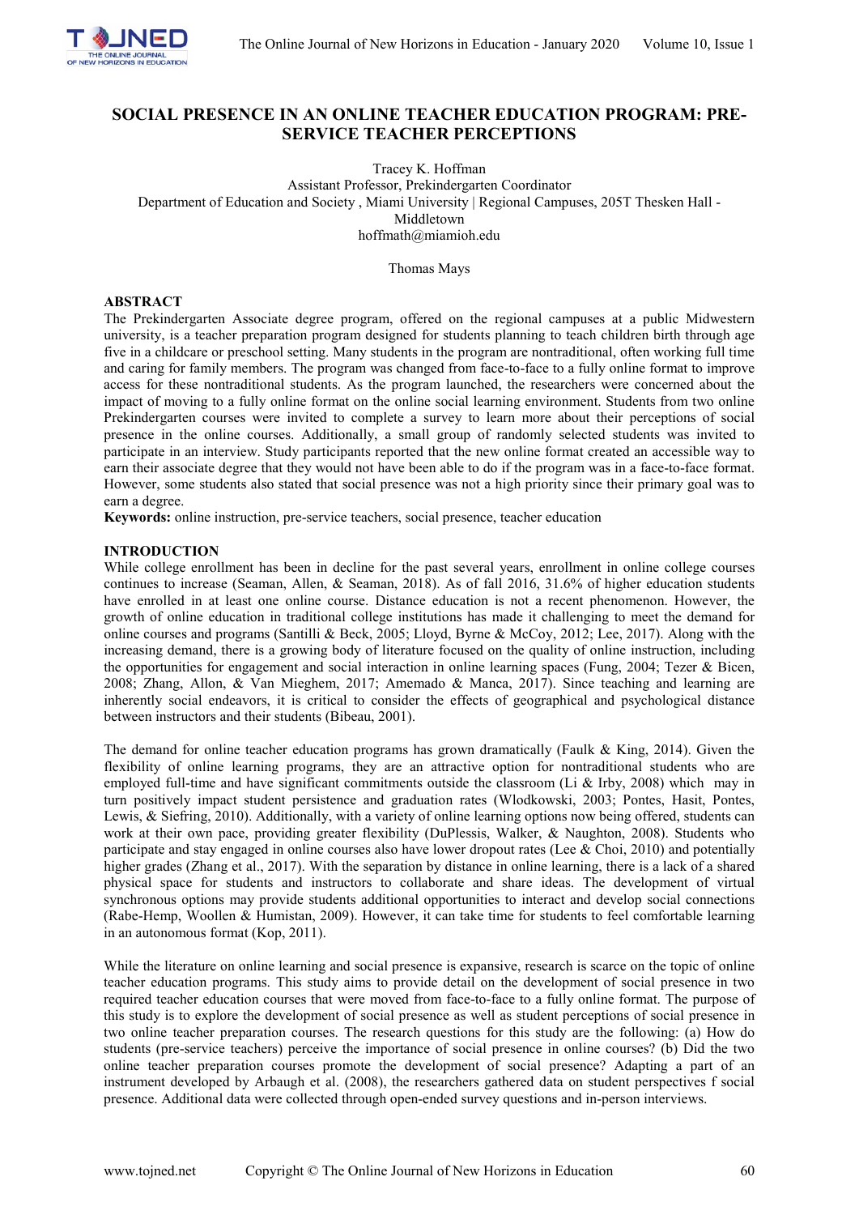# SOCIAL PRESENCE IN AN ONLINE TEACHER EDUCATION PROGRAM: PRE-SERVICE TEACHER PERCEPTIONS

Tracey K. Hoffman
Assistant Professor, Prekindergarten Coordinator
Department of Education and Society , Miami University | Regional Campuses, 205T Thesken Hall - Middletown
hoffmath@miamioh.edu

Thomas Mays

## ABSTRACT

The Prekindergarten Associate degree program, offered on the regional campuses at a public Midwestern university, is a teacher preparation program designed for students planning to teach children birth through age five in a childcare or preschool setting. Many students in the program are nontraditional, often working full time and caring for family members. The program was changed from face-to-face to a fully online format to improve access for these nontraditional students. As the program launched, the researchers were concerned about the impact of moving to a fully online format on the online social learning environment. Students from two online Prekindergarten courses were invited to complete a survey to learn more about their perceptions of social presence in the online courses. Additionally, a small group of randomly selected students was invited to participate in an interview. Study participants reported that the new online format created an accessible way to earn their associate degree that they would not have been able to do if the program was in a face-to-face format. However, some students also stated that social presence was not a high priority since their primary goal was to earn a degree.

**Keywords:** online instruction, pre-service teachers, social presence, teacher education

## INTRODUCTION

While college enrollment has been in decline for the past several years, enrollment in online college courses continues to increase (Seaman, Allen, & Seaman, 2018). As of fall 2016, 31.6% of higher education students have enrolled in at least one online course. Distance education is not a recent phenomenon. However, the growth of online education in traditional college institutions has made it challenging to meet the demand for online courses and programs (Santilli & Beck, 2005; Lloyd, Byrne & McCoy, 2012; Lee, 2017). Along with the increasing demand, there is a growing body of literature focused on the quality of online instruction, including the opportunities for engagement and social interaction in online learning spaces (Fung, 2004; Tezer & Bicen, 2008; Zhang, Allon, & Van Mieghem, 2017; Amemado & Manca, 2017). Since teaching and learning are inherently social endeavors, it is critical to consider the effects of geographical and psychological distance between instructors and their students (Bibeau, 2001).

The demand for online teacher education programs has grown dramatically (Faulk & King, 2014). Given the flexibility of online learning programs, they are an attractive option for nontraditional students who are employed full-time and have significant commitments outside the classroom (Li & Irby, 2008) which may in turn positively impact student persistence and graduation rates (Wlodkowski, 2003; Pontes, Hasit, Pontes, Lewis, & Siefring, 2010). Additionally, with a variety of online learning options now being offered, students can work at their own pace, providing greater flexibility (DuPlessis, Walker, & Naughton, 2008). Students who participate and stay engaged in online courses also have lower dropout rates (Lee & Choi, 2010) and potentially higher grades (Zhang et al., 2017). With the separation by distance in online learning, there is a lack of a shared physical space for students and instructors to collaborate and share ideas. The development of virtual synchronous options may provide students additional opportunities to interact and develop social connections (Rabe-Hemp, Woollen & Humistan, 2009). However, it can take time for students to feel comfortable learning in an autonomous format (Kop, 2011).

While the literature on online learning and social presence is expansive, research is scarce on the topic of online teacher education programs. This study aims to provide detail on the development of social presence in two required teacher education courses that were moved from face-to-face to a fully online format. The purpose of this study is to explore the development of social presence as well as student perceptions of social presence in two online teacher preparation courses. The research questions for this study are the following: (a) How do students (pre-service teachers) perceive the importance of social presence in online courses? (b) Did the two online teacher preparation courses promote the development of social presence? Adapting a part of an instrument developed by Arbaugh et al. (2008), the researchers gathered data on student perspectives f social presence. Additional data were collected through open-ended survey questions and in-person interviews.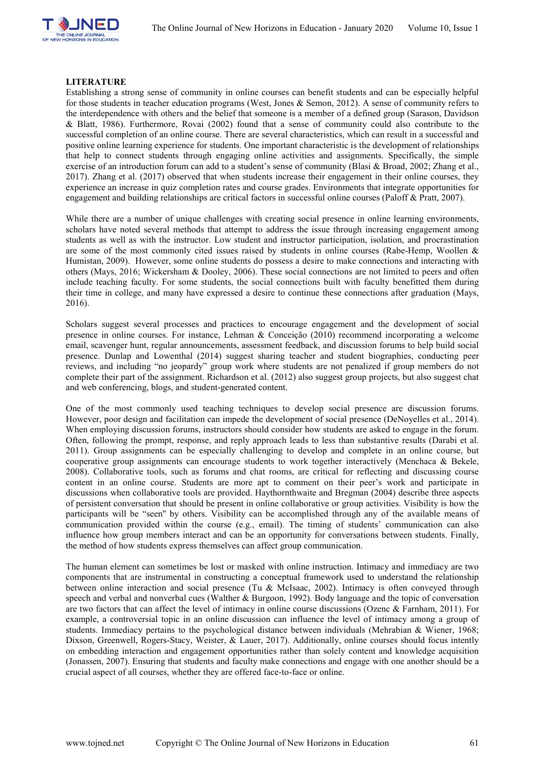## LITERATURE

Establishing a strong sense of community in online courses can benefit students and can be especially helpful for those students in teacher education programs (West, Jones & Semon, 2012). A sense of community refers to the interdependence with others and the belief that someone is a member of a defined group (Sarason, Davidson & Blatt, 1986). Furthermore, Rovai (2002) found that a sense of community could also contribute to the successful completion of an online course. There are several characteristics, which can result in a successful and positive online learning experience for students. One important characteristic is the development of relationships that help to connect students through engaging online activities and assignments. Specifically, the simple exercise of an introduction forum can add to a student's sense of community (Blasi & Broad, 2002; Zhang et al., 2017). Zhang et al. (2017) observed that when students increase their engagement in their online courses, they experience an increase in quiz completion rates and course grades. Environments that integrate opportunities for engagement and building relationships are critical factors in successful online courses (Paloff & Pratt, 2007).

While there are a number of unique challenges with creating social presence in online learning environments, scholars have noted several methods that attempt to address the issue through increasing engagement among students as well as with the instructor. Low student and instructor participation, isolation, and procrastination are some of the most commonly cited issues raised by students in online courses (Rabe-Hemp, Woollen & Humistan, 2009). However, some online students do possess a desire to make connections and interacting with others (Mays, 2016; Wickersham & Dooley, 2006). These social connections are not limited to peers and often include teaching faculty. For some students, the social connections built with faculty benefitted them during their time in college, and many have expressed a desire to continue these connections after graduation (Mays, 2016).

Scholars suggest several processes and practices to encourage engagement and the development of social presence in online courses. For instance, Lehman & Conceição (2010) recommend incorporating a welcome email, scavenger hunt, regular announcements, assessment feedback, and discussion forums to help build social presence. Dunlap and Lowenthal (2014) suggest sharing teacher and student biographies, conducting peer reviews, and including "no jeopardy" group work where students are not penalized if group members do not complete their part of the assignment. Richardson et al. (2012) also suggest group projects, but also suggest chat and web conferencing, blogs, and student-generated content.

One of the most commonly used teaching techniques to develop social presence are discussion forums. However, poor design and facilitation can impede the development of social presence (DeNoyelles et al., 2014). When employing discussion forums, instructors should consider how students are asked to engage in the forum. Often, following the prompt, response, and reply approach leads to less than substantive results (Darabi et al. 2011). Group assignments can be especially challenging to develop and complete in an online course, but cooperative group assignments can encourage students to work together interactively (Menchaca & Bekele, 2008). Collaborative tools, such as forums and chat rooms, are critical for reflecting and discussing course content in an online course. Students are more apt to comment on their peer's work and participate in discussions when collaborative tools are provided. Haythornthwaite and Bregman (2004) describe three aspects of persistent conversation that should be present in online collaborative or group activities. Visibility is how the participants will be "seen" by others. Visibility can be accomplished through any of the available means of communication provided within the course (e.g., email). The timing of students' communication can also influence how group members interact and can be an opportunity for conversations between students. Finally, the method of how students express themselves can affect group communication.

The human element can sometimes be lost or masked with online instruction. Intimacy and immediacy are two components that are instrumental in constructing a conceptual framework used to understand the relationship between online interaction and social presence (Tu & McIsaac, 2002). Intimacy is often conveyed through speech and verbal and nonverbal cues (Walther & Burgoon, 1992). Body language and the topic of conversation are two factors that can affect the level of intimacy in online course discussions (Ozenc & Farnham, 2011). For example, a controversial topic in an online discussion can influence the level of intimacy among a group of students. Immediacy pertains to the psychological distance between individuals (Mehrabian & Wiener, 1968; Dixson, Greenwell, Rogers-Stacy, Weister, & Lauer, 2017). Additionally, online courses should focus intently on embedding interaction and engagement opportunities rather than solely content and knowledge acquisition (Jonassen, 2007). Ensuring that students and faculty make connections and engage with one another should be a crucial aspect of all courses, whether they are offered face-to-face or online.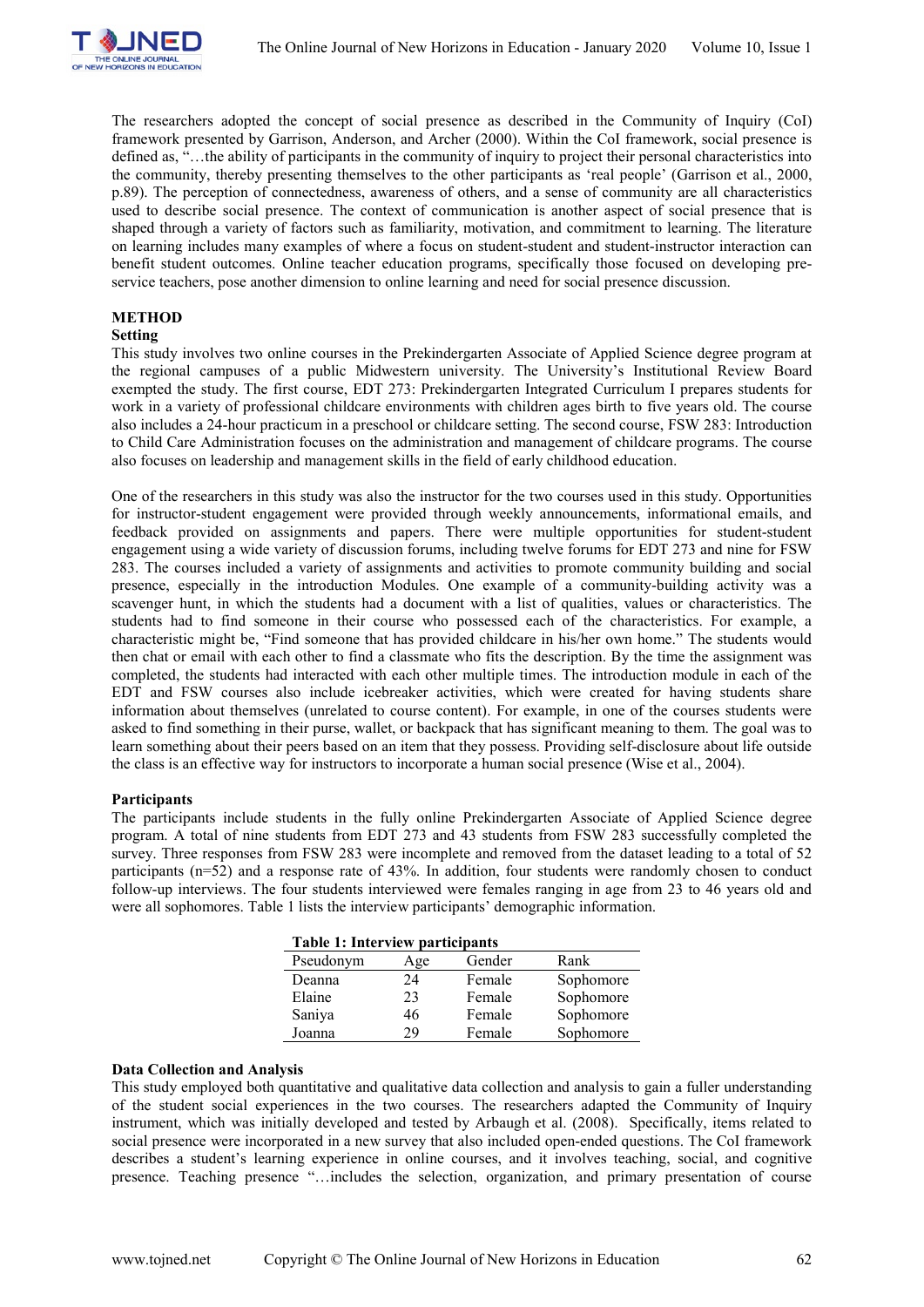The researchers adopted the concept of social presence as described in the Community of Inquiry (CoI) framework presented by Garrison, Anderson, and Archer (2000). Within the CoI framework, social presence is defined as, "…the ability of participants in the community of inquiry to project their personal characteristics into the community, thereby presenting themselves to the other participants as 'real people' (Garrison et al., 2000, p.89). The perception of connectedness, awareness of others, and a sense of community are all characteristics used to describe social presence. The context of communication is another aspect of social presence that is shaped through a variety of factors such as familiarity, motivation, and commitment to learning. The literature on learning includes many examples of where a focus on student-student and student-instructor interaction can benefit student outcomes. Online teacher education programs, specifically those focused on developing pre-service teachers, pose another dimension to online learning and need for social presence discussion.

## METHOD

### Setting

This study involves two online courses in the Prekindergarten Associate of Applied Science degree program at the regional campuses of a public Midwestern university. The University's Institutional Review Board exempted the study. The first course, EDT 273: Prekindergarten Integrated Curriculum I prepares students for work in a variety of professional childcare environments with children ages birth to five years old. The course also includes a 24-hour practicum in a preschool or childcare setting. The second course, FSW 283: Introduction to Child Care Administration focuses on the administration and management of childcare programs. The course also focuses on leadership and management skills in the field of early childhood education.

One of the researchers in this study was also the instructor for the two courses used in this study. Opportunities for instructor-student engagement were provided through weekly announcements, informational emails, and feedback provided on assignments and papers. There were multiple opportunities for student-student engagement using a wide variety of discussion forums, including twelve forums for EDT 273 and nine for FSW 283. The courses included a variety of assignments and activities to promote community building and social presence, especially in the introduction Modules. One example of a community-building activity was a scavenger hunt, in which the students had a document with a list of qualities, values or characteristics. The students had to find someone in their course who possessed each of the characteristics. For example, a characteristic might be, "Find someone that has provided childcare in his/her own home." The students would then chat or email with each other to find a classmate who fits the description. By the time the assignment was completed, the students had interacted with each other multiple times. The introduction module in each of the EDT and FSW courses also include icebreaker activities, which were created for having students share information about themselves (unrelated to course content). For example, in one of the courses students were asked to find something in their purse, wallet, or backpack that has significant meaning to them. The goal was to learn something about their peers based on an item that they possess. Providing self-disclosure about life outside the class is an effective way for instructors to incorporate a human social presence (Wise et al., 2004).

### Participants

The participants include students in the fully online Prekindergarten Associate of Applied Science degree program. A total of nine students from EDT 273 and 43 students from FSW 283 successfully completed the survey. Three responses from FSW 283 were incomplete and removed from the dataset leading to a total of 52 participants (n=52) and a response rate of 43%. In addition, four students were randomly chosen to conduct follow-up interviews. The four students interviewed were females ranging in age from 23 to 46 years old and were all sophomores. Table 1 lists the interview participants' demographic information.

**Table 1: Interview participants**

| Pseudonym | Age | Gender | Rank |
|---|---|---|---|
| Deanna | 24 | Female | Sophomore |
| Elaine | 23 | Female | Sophomore |
| Saniya | 46 | Female | Sophomore |
| Joanna | 29 | Female | Sophomore |

### Data Collection and Analysis

This study employed both quantitative and qualitative data collection and analysis to gain a fuller understanding of the student social experiences in the two courses. The researchers adapted the Community of Inquiry instrument, which was initially developed and tested by Arbaugh et al. (2008). Specifically, items related to social presence were incorporated in a new survey that also included open-ended questions. The CoI framework describes a student's learning experience in online courses, and it involves teaching, social, and cognitive presence. Teaching presence "…includes the selection, organization, and primary presentation of course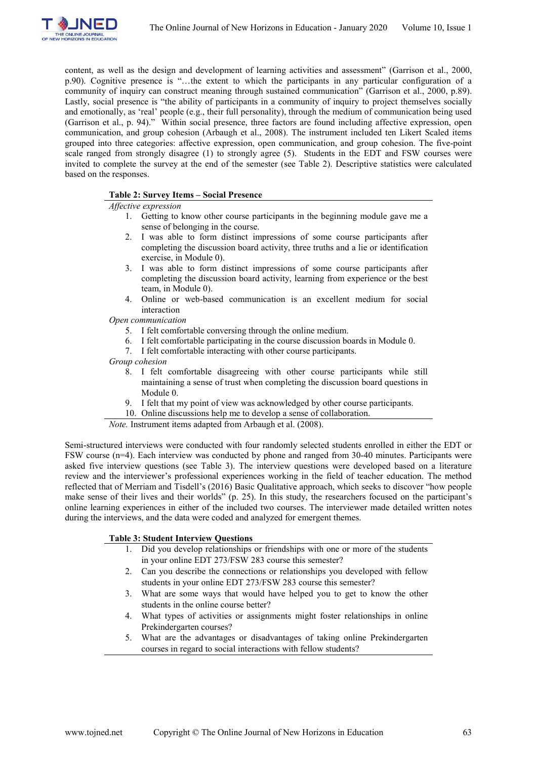content, as well as the design and development of learning activities and assessment" (Garrison et al., 2000, p.90). Cognitive presence is "…the extent to which the participants in any particular configuration of a community of inquiry can construct meaning through sustained communication" (Garrison et al., 2000, p.89). Lastly, social presence is "the ability of participants in a community of inquiry to project themselves socially and emotionally, as 'real' people (e.g., their full personality), through the medium of communication being used (Garrison et al., p. 94)." Within social presence, three factors are found including affective expression, open communication, and group cohesion (Arbaugh et al., 2008). The instrument included ten Likert Scaled items grouped into three categories: affective expression, open communication, and group cohesion. The five-point scale ranged from strongly disagree (1) to strongly agree (5). Students in the EDT and FSW courses were invited to complete the survey at the end of the semester (see Table 2). Descriptive statistics were calculated based on the responses.

**Table 2: Survey Items – Social Presence**

*Affective expression*

1. Getting to know other course participants in the beginning module gave me a sense of belonging in the course.
2. I was able to form distinct impressions of some course participants after completing the discussion board activity, three truths and a lie or identification exercise, in Module 0).
3. I was able to form distinct impressions of some course participants after completing the discussion board activity, learning from experience or the best team, in Module 0).
4. Online or web-based communication is an excellent medium for social interaction

*Open communication*

5. I felt comfortable conversing through the online medium.
6. I felt comfortable participating in the course discussion boards in Module 0.
7. I felt comfortable interacting with other course participants.

*Group cohesion*

8. I felt comfortable disagreeing with other course participants while still maintaining a sense of trust when completing the discussion board questions in Module 0.
9. I felt that my point of view was acknowledged by other course participants.
10. Online discussions help me to develop a sense of collaboration.

*Note.* Instrument items adapted from Arbaugh et al. (2008).

Semi-structured interviews were conducted with four randomly selected students enrolled in either the EDT or FSW course (n=4). Each interview was conducted by phone and ranged from 30-40 minutes. Participants were asked five interview questions (see Table 3). The interview questions were developed based on a literature review and the interviewer's professional experiences working in the field of teacher education. The method reflected that of Merriam and Tisdell's (2016) Basic Qualitative approach, which seeks to discover "how people make sense of their lives and their worlds" (p. 25). In this study, the researchers focused on the participant's online learning experiences in either of the included two courses. The interviewer made detailed written notes during the interviews, and the data were coded and analyzed for emergent themes.

**Table 3: Student Interview Questions**

1. Did you develop relationships or friendships with one or more of the students in your online EDT 273/FSW 283 course this semester?
2. Can you describe the connections or relationships you developed with fellow students in your online EDT 273/FSW 283 course this semester?
3. What are some ways that would have helped you to get to know the other students in the online course better?
4. What types of activities or assignments might foster relationships in online Prekindergarten courses?
5. What are the advantages or disadvantages of taking online Prekindergarten courses in regard to social interactions with fellow students?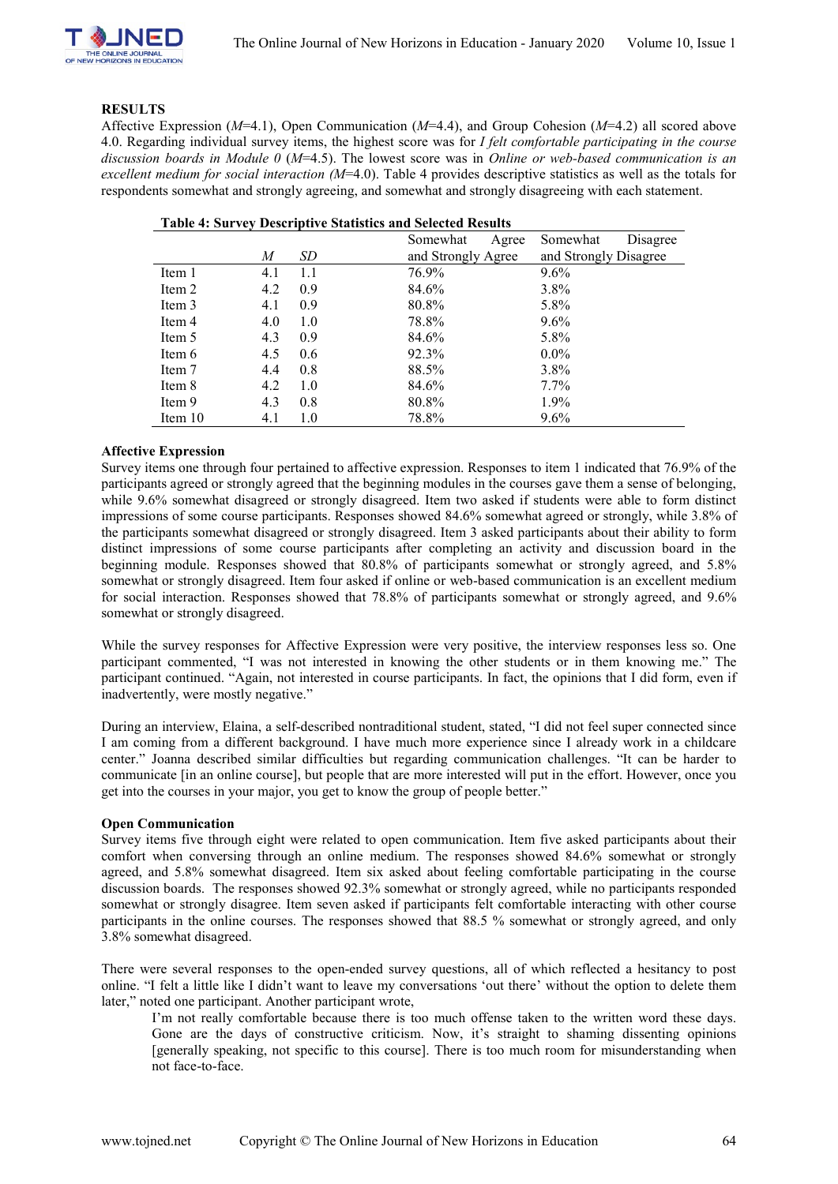## RESULTS

Affective Expression (*M*=4.1), Open Communication (*M*=4.4), and Group Cohesion (*M*=4.2) all scored above 4.0. Regarding individual survey items, the highest score was for *I felt comfortable participating in the course discussion boards in Module 0* (*M*=4.5). The lowest score was in *Online or web-based communication is an excellent medium for social interaction (M*=4.0). Table 4 provides descriptive statistics as well as the totals for respondents somewhat and strongly agreeing, and somewhat and strongly disagreeing with each statement.

**Table 4: Survey Descriptive Statistics and Selected Results**

| | *M* | *SD* | Somewhat Agree and Strongly Agree | Somewhat Disagree and Strongly Disagree |
|---|---|---|---|---|
| Item 1 | 4.1 | 1.1 | 76.9% | 9.6% |
| Item 2 | 4.2 | 0.9 | 84.6% | 3.8% |
| Item 3 | 4.1 | 0.9 | 80.8% | 5.8% |
| Item 4 | 4.0 | 1.0 | 78.8% | 9.6% |
| Item 5 | 4.3 | 0.9 | 84.6% | 5.8% |
| Item 6 | 4.5 | 0.6 | 92.3% | 0.0% |
| Item 7 | 4.4 | 0.8 | 88.5% | 3.8% |
| Item 8 | 4.2 | 1.0 | 84.6% | 7.7% |
| Item 9 | 4.3 | 0.8 | 80.8% | 1.9% |
| Item 10 | 4.1 | 1.0 | 78.8% | 9.6% |

### Affective Expression

Survey items one through four pertained to affective expression. Responses to item 1 indicated that 76.9% of the participants agreed or strongly agreed that the beginning modules in the courses gave them a sense of belonging, while 9.6% somewhat disagreed or strongly disagreed. Item two asked if students were able to form distinct impressions of some course participants. Responses showed 84.6% somewhat agreed or strongly, while 3.8% of the participants somewhat disagreed or strongly disagreed. Item 3 asked participants about their ability to form distinct impressions of some course participants after completing an activity and discussion board in the beginning module. Responses showed that 80.8% of participants somewhat or strongly agreed, and 5.8% somewhat or strongly disagreed. Item four asked if online or web-based communication is an excellent medium for social interaction. Responses showed that 78.8% of participants somewhat or strongly agreed, and 9.6% somewhat or strongly disagreed.

While the survey responses for Affective Expression were very positive, the interview responses less so. One participant commented, "I was not interested in knowing the other students or in them knowing me." The participant continued. "Again, not interested in course participants. In fact, the opinions that I did form, even if inadvertently, were mostly negative."

During an interview, Elaina, a self-described nontraditional student, stated, "I did not feel super connected since I am coming from a different background. I have much more experience since I already work in a childcare center." Joanna described similar difficulties but regarding communication challenges. "It can be harder to communicate [in an online course], but people that are more interested will put in the effort. However, once you get into the courses in your major, you get to know the group of people better."

### Open Communication

Survey items five through eight were related to open communication. Item five asked participants about their comfort when conversing through an online medium. The responses showed 84.6% somewhat or strongly agreed, and 5.8% somewhat disagreed. Item six asked about feeling comfortable participating in the course discussion boards. The responses showed 92.3% somewhat or strongly agreed, while no participants responded somewhat or strongly disagree. Item seven asked if participants felt comfortable interacting with other course participants in the online courses. The responses showed that 88.5 % somewhat or strongly agreed, and only 3.8% somewhat disagreed.

There were several responses to the open-ended survey questions, all of which reflected a hesitancy to post online. "I felt a little like I didn't want to leave my conversations 'out there' without the option to delete them later," noted one participant. Another participant wrote,

> I'm not really comfortable because there is too much offense taken to the written word these days. Gone are the days of constructive criticism. Now, it's straight to shaming dissenting opinions [generally speaking, not specific to this course]. There is too much room for misunderstanding when not face-to-face.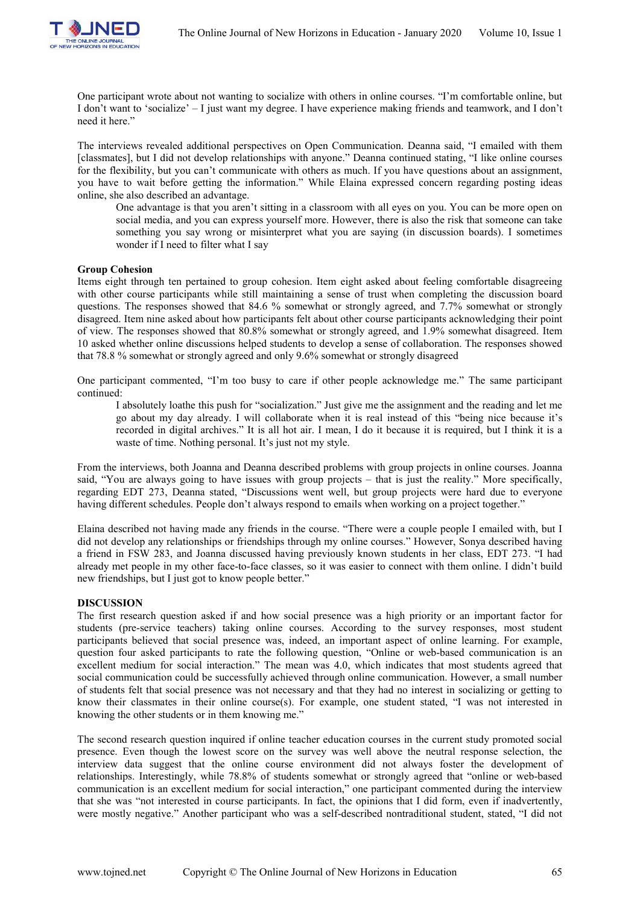One participant wrote about not wanting to socialize with others in online courses. "I'm comfortable online, but I don't want to 'socialize' – I just want my degree. I have experience making friends and teamwork, and I don't need it here."

The interviews revealed additional perspectives on Open Communication. Deanna said, "I emailed with them [classmates], but I did not develop relationships with anyone." Deanna continued stating, "I like online courses for the flexibility, but you can't communicate with others as much. If you have questions about an assignment, you have to wait before getting the information." While Elaina expressed concern regarding posting ideas online, she also described an advantage.

> One advantage is that you aren't sitting in a classroom with all eyes on you. You can be more open on social media, and you can express yourself more. However, there is also the risk that someone can take something you say wrong or misinterpret what you are saying (in discussion boards). I sometimes wonder if I need to filter what I say

**Group Cohesion**

Items eight through ten pertained to group cohesion. Item eight asked about feeling comfortable disagreeing with other course participants while still maintaining a sense of trust when completing the discussion board questions. The responses showed that 84.6 % somewhat or strongly agreed, and 7.7% somewhat or strongly disagreed. Item nine asked about how participants felt about other course participants acknowledging their point of view. The responses showed that 80.8% somewhat or strongly agreed, and 1.9% somewhat disagreed. Item 10 asked whether online discussions helped students to develop a sense of collaboration. The responses showed that 78.8 % somewhat or strongly agreed and only 9.6% somewhat or strongly disagreed

One participant commented, "I'm too busy to care if other people acknowledge me." The same participant continued:

> I absolutely loathe this push for "socialization." Just give me the assignment and the reading and let me go about my day already. I will collaborate when it is real instead of this "being nice because it's recorded in digital archives." It is all hot air. I mean, I do it because it is required, but I think it is a waste of time. Nothing personal. It's just not my style.

From the interviews, both Joanna and Deanna described problems with group projects in online courses. Joanna said, "You are always going to have issues with group projects – that is just the reality." More specifically, regarding EDT 273, Deanna stated, "Discussions went well, but group projects were hard due to everyone having different schedules. People don't always respond to emails when working on a project together."

Elaina described not having made any friends in the course. "There were a couple people I emailed with, but I did not develop any relationships or friendships through my online courses." However, Sonya described having a friend in FSW 283, and Joanna discussed having previously known students in her class, EDT 273. "I had already met people in my other face-to-face classes, so it was easier to connect with them online. I didn't build new friendships, but I just got to know people better."

## DISCUSSION

The first research question asked if and how social presence was a high priority or an important factor for students (pre-service teachers) taking online courses. According to the survey responses, most student participants believed that social presence was, indeed, an important aspect of online learning. For example, question four asked participants to rate the following question, "Online or web-based communication is an excellent medium for social interaction." The mean was 4.0, which indicates that most students agreed that social communication could be successfully achieved through online communication. However, a small number of students felt that social presence was not necessary and that they had no interest in socializing or getting to know their classmates in their online course(s). For example, one student stated, "I was not interested in knowing the other students or in them knowing me."

The second research question inquired if online teacher education courses in the current study promoted social presence. Even though the lowest score on the survey was well above the neutral response selection, the interview data suggest that the online course environment did not always foster the development of relationships. Interestingly, while 78.8% of students somewhat or strongly agreed that "online or web-based communication is an excellent medium for social interaction," one participant commented during the interview that she was "not interested in course participants. In fact, the opinions that I did form, even if inadvertently, were mostly negative." Another participant who was a self-described nontraditional student, stated, "I did not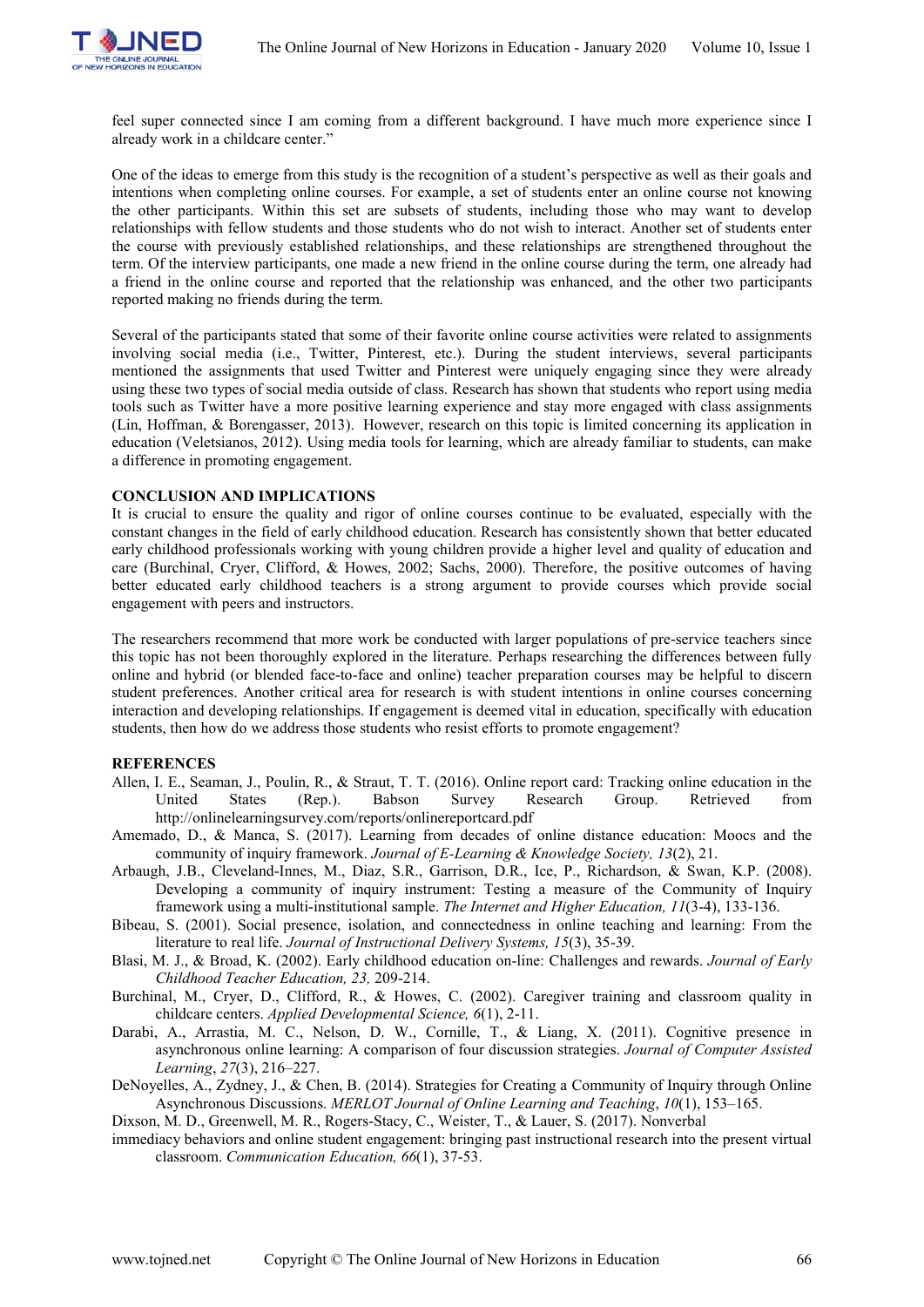feel super connected since I am coming from a different background. I have much more experience since I already work in a childcare center."

One of the ideas to emerge from this study is the recognition of a student's perspective as well as their goals and intentions when completing online courses. For example, a set of students enter an online course not knowing the other participants. Within this set are subsets of students, including those who may want to develop relationships with fellow students and those students who do not wish to interact. Another set of students enter the course with previously established relationships, and these relationships are strengthened throughout the term. Of the interview participants, one made a new friend in the online course during the term, one already had a friend in the online course and reported that the relationship was enhanced, and the other two participants reported making no friends during the term.

Several of the participants stated that some of their favorite online course activities were related to assignments involving social media (i.e., Twitter, Pinterest, etc.). During the student interviews, several participants mentioned the assignments that used Twitter and Pinterest were uniquely engaging since they were already using these two types of social media outside of class. Research has shown that students who report using media tools such as Twitter have a more positive learning experience and stay more engaged with class assignments (Lin, Hoffman, & Borengasser, 2013). However, research on this topic is limited concerning its application in education (Veletsianos, 2012). Using media tools for learning, which are already familiar to students, can make a difference in promoting engagement.

## CONCLUSION AND IMPLICATIONS

It is crucial to ensure the quality and rigor of online courses continue to be evaluated, especially with the constant changes in the field of early childhood education. Research has consistently shown that better educated early childhood professionals working with young children provide a higher level and quality of education and care (Burchinal, Cryer, Clifford, & Howes, 2002; Sachs, 2000). Therefore, the positive outcomes of having better educated early childhood teachers is a strong argument to provide courses which provide social engagement with peers and instructors.

The researchers recommend that more work be conducted with larger populations of pre-service teachers since this topic has not been thoroughly explored in the literature. Perhaps researching the differences between fully online and hybrid (or blended face-to-face and online) teacher preparation courses may be helpful to discern student preferences. Another critical area for research is with student intentions in online courses concerning interaction and developing relationships. If engagement is deemed vital in education, specifically with education students, then how do we address those students who resist efforts to promote engagement?

## REFERENCES

Allen, I. E., Seaman, J., Poulin, R., & Straut, T. T. (2016). Online report card: Tracking online education in the United States (Rep.). Babson Survey Research Group. Retrieved from http://onlinelearningsurvey.com/reports/onlinereportcard.pdf

Amemado, D., & Manca, S. (2017). Learning from decades of online distance education: Moocs and the community of inquiry framework. *Journal of E-Learning & Knowledge Society, 13*(2), 21.

Arbaugh, J.B., Cleveland-Innes, M., Diaz, S.R., Garrison, D.R., Ice, P., Richardson, & Swan, K.P. (2008). Developing a community of inquiry instrument: Testing a measure of the Community of Inquiry framework using a multi-institutional sample. *The Internet and Higher Education, 11*(3-4), 133-136.

Bibeau, S. (2001). Social presence, isolation, and connectedness in online teaching and learning: From the literature to real life. *Journal of Instructional Delivery Systems, 15*(3), 35-39.

Blasi, M. J., & Broad, K. (2002). Early childhood education on-line: Challenges and rewards. *Journal of Early Childhood Teacher Education, 23,* 209-214.

Burchinal, M., Cryer, D., Clifford, R., & Howes, C. (2002). Caregiver training and classroom quality in childcare centers. *Applied Developmental Science, 6*(1), 2-11.

Darabi, A., Arrastia, M. C., Nelson, D. W., Cornille, T., & Liang, X. (2011). Cognitive presence in asynchronous online learning: A comparison of four discussion strategies. *Journal of Computer Assisted Learning*, *27*(3), 216–227.

DeNoyelles, A., Zydney, J., & Chen, B. (2014). Strategies for Creating a Community of Inquiry through Online Asynchronous Discussions. *MERLOT Journal of Online Learning and Teaching*, *10*(1), 153–165.

Dixson, M. D., Greenwell, M. R., Rogers-Stacy, C., Weister, T., & Lauer, S. (2017). Nonverbal immediacy behaviors and online student engagement: bringing past instructional research into the present virtual classroom. *Communication Education, 66*(1), 37-53.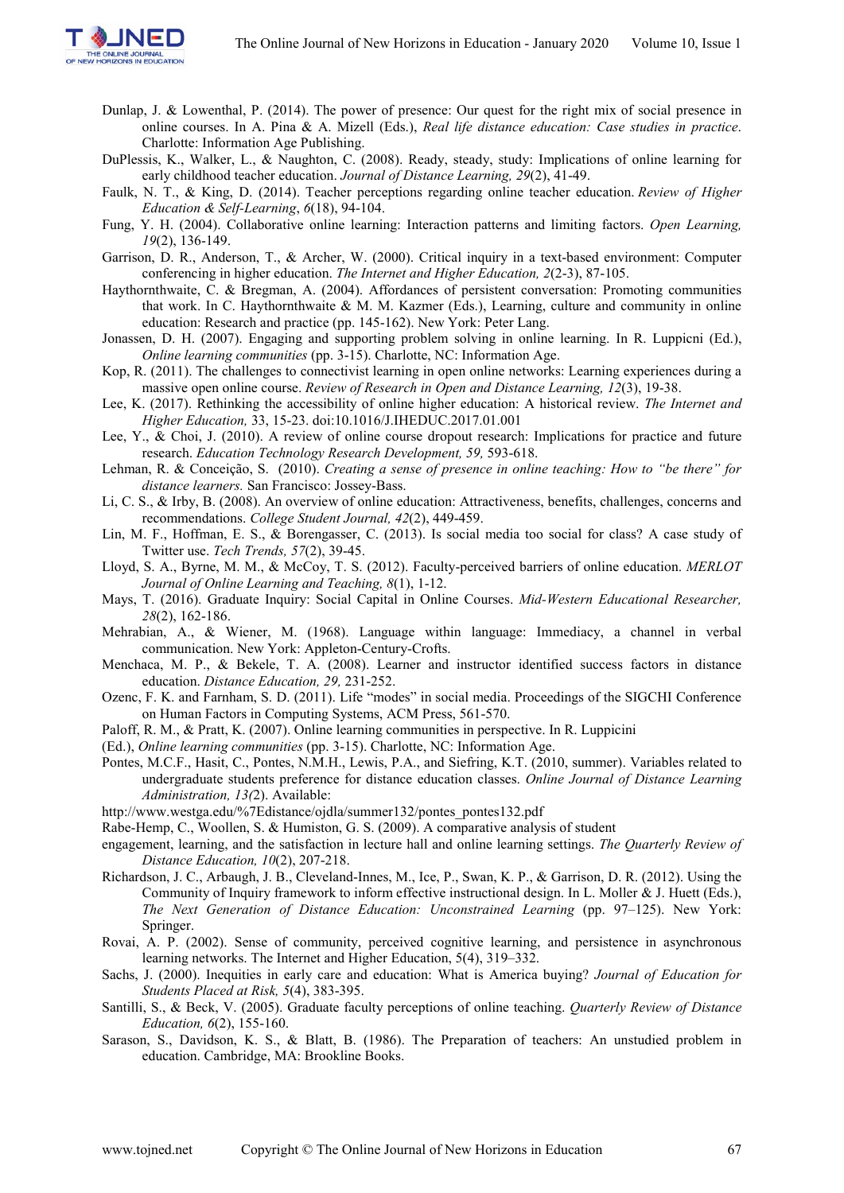Dunlap, J. & Lowenthal, P. (2014). The power of presence: Our quest for the right mix of social presence in online courses. In A. Pina & A. Mizell (Eds.), *Real life distance education: Case studies in practice*. Charlotte: Information Age Publishing.

DuPlessis, K., Walker, L., & Naughton, C. (2008). Ready, steady, study: Implications of online learning for early childhood teacher education. *Journal of Distance Learning, 29*(2), 41-49.

Faulk, N. T., & King, D. (2014). Teacher perceptions regarding online teacher education. *Review of Higher Education & Self-Learning*, *6*(18), 94-104.

Fung, Y. H. (2004). Collaborative online learning: Interaction patterns and limiting factors. *Open Learning, 19*(2), 136-149.

Garrison, D. R., Anderson, T., & Archer, W. (2000). Critical inquiry in a text-based environment: Computer conferencing in higher education. *The Internet and Higher Education, 2*(2-3), 87-105.

Haythornthwaite, C. & Bregman, A. (2004). Affordances of persistent conversation: Promoting communities that work. In C. Haythornthwaite & M. M. Kazmer (Eds.), Learning, culture and community in online education: Research and practice (pp. 145-162). New York: Peter Lang.

Jonassen, D. H. (2007). Engaging and supporting problem solving in online learning. In R. Luppicni (Ed.), *Online learning communities* (pp. 3-15). Charlotte, NC: Information Age.

Kop, R. (2011). The challenges to connectivist learning in open online networks: Learning experiences during a massive open online course. *Review of Research in Open and Distance Learning, 12*(3), 19-38.

Lee, K. (2017). Rethinking the accessibility of online higher education: A historical review. *The Internet and Higher Education,* 33, 15-23. doi:10.1016/J.IHEDUC.2017.01.001

Lee, Y., & Choi, J. (2010). A review of online course dropout research: Implications for practice and future research. *Education Technology Research Development, 59,* 593-618.

Lehman, R. & Conceição, S. (2010). *Creating a sense of presence in online teaching: How to "be there" for distance learners.* San Francisco: Jossey-Bass.

Li, C. S., & Irby, B. (2008). An overview of online education: Attractiveness, benefits, challenges, concerns and recommendations. *College Student Journal, 42*(2), 449-459.

Lin, M. F., Hoffman, E. S., & Borengasser, C. (2013). Is social media too social for class? A case study of Twitter use. *Tech Trends, 57*(2), 39-45.

Lloyd, S. A., Byrne, M. M., & McCoy, T. S. (2012). Faculty-perceived barriers of online education. *MERLOT Journal of Online Learning and Teaching, 8*(1), 1-12.

Mays, T. (2016). Graduate Inquiry: Social Capital in Online Courses. *Mid-Western Educational Researcher, 28*(2), 162-186.

Mehrabian, A., & Wiener, M. (1968). Language within language: Immediacy, a channel in verbal communication. New York: Appleton-Century-Crofts.

Menchaca, M. P., & Bekele, T. A. (2008). Learner and instructor identified success factors in distance education. *Distance Education, 29,* 231-252.

Ozenc, F. K. and Farnham, S. D. (2011). Life "modes" in social media. Proceedings of the SIGCHI Conference on Human Factors in Computing Systems, ACM Press, 561-570.

Paloff, R. M., & Pratt, K. (2007). Online learning communities in perspective. In R. Luppicini

(Ed.), *Online learning communities* (pp. 3-15). Charlotte, NC: Information Age.

Pontes, M.C.F., Hasit, C., Pontes, N.M.H., Lewis, P.A., and Siefring, K.T. (2010, summer). Variables related to undergraduate students preference for distance education classes. *Online Journal of Distance Learning Administration, 13(*2). Available:

http://www.westga.edu/%7Edistance/ojdla/summer132/pontes_pontes132.pdf

Rabe-Hemp, C., Woollen, S. & Humiston, G. S. (2009). A comparative analysis of student

engagement, learning, and the satisfaction in lecture hall and online learning settings. *The Quarterly Review of Distance Education, 10*(2), 207-218.

Richardson, J. C., Arbaugh, J. B., Cleveland-Innes, M., Ice, P., Swan, K. P., & Garrison, D. R. (2012). Using the Community of Inquiry framework to inform effective instructional design. In L. Moller & J. Huett (Eds.), *The Next Generation of Distance Education: Unconstrained Learning* (pp. 97–125). New York: Springer.

Rovai, A. P. (2002). Sense of community, perceived cognitive learning, and persistence in asynchronous learning networks. The Internet and Higher Education, 5(4), 319–332.

Sachs, J. (2000). Inequities in early care and education: What is America buying? *Journal of Education for Students Placed at Risk, 5*(4), 383-395.

Santilli, S., & Beck, V. (2005). Graduate faculty perceptions of online teaching. *Quarterly Review of Distance Education, 6*(2), 155-160.

Sarason, S., Davidson, K. S., & Blatt, B. (1986). The Preparation of teachers: An unstudied problem in education. Cambridge, MA: Brookline Books.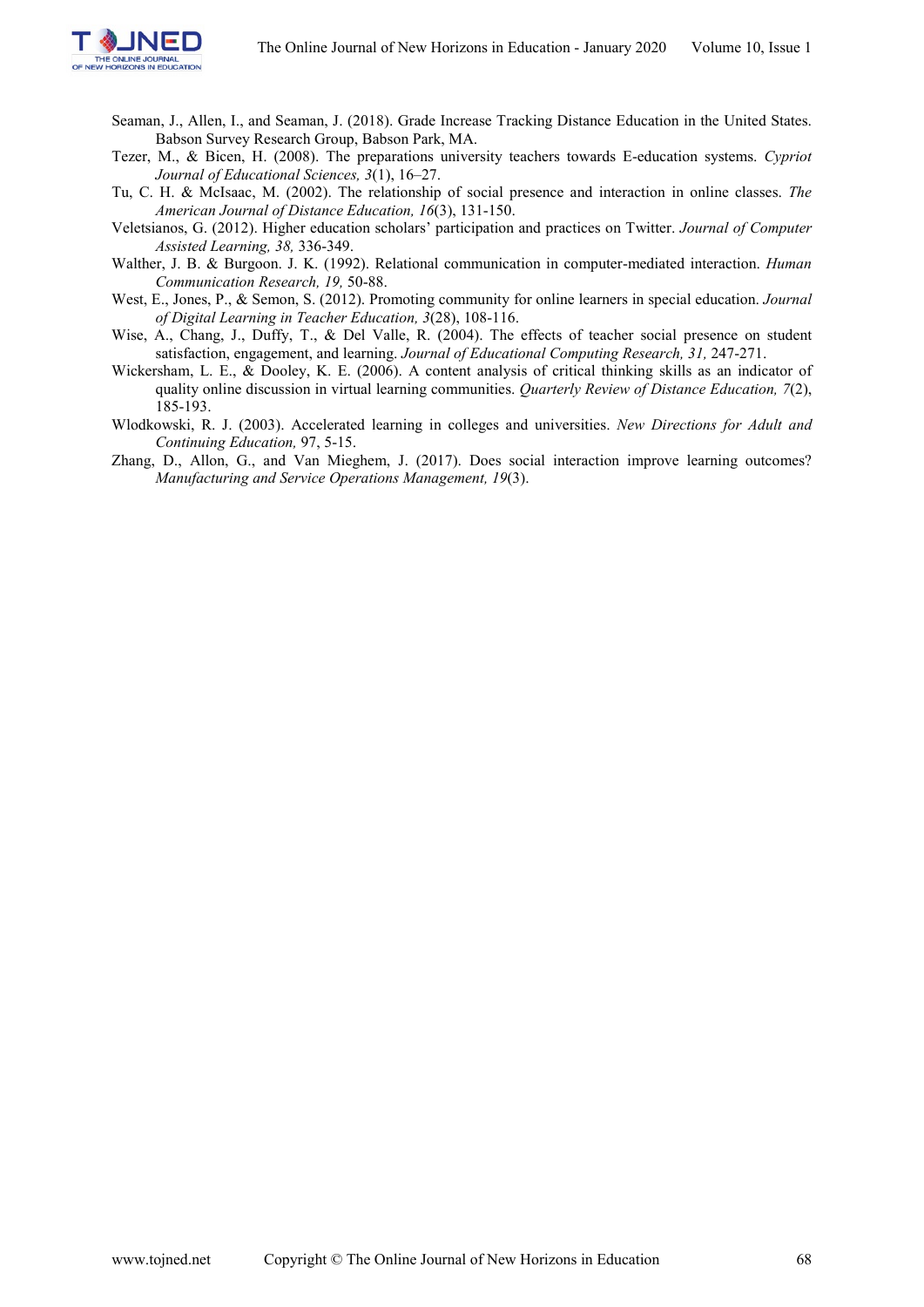Seaman, J., Allen, I., and Seaman, J. (2018). Grade Increase Tracking Distance Education in the United States. Babson Survey Research Group, Babson Park, MA.

Tezer, M., & Bicen, H. (2008). The preparations university teachers towards E-education systems. *Cypriot Journal of Educational Sciences, 3*(1), 16–27.

Tu, C. H. & McIsaac, M. (2002). The relationship of social presence and interaction in online classes. *The American Journal of Distance Education, 16*(3), 131-150.

Veletsianos, G. (2012). Higher education scholars' participation and practices on Twitter. *Journal of Computer Assisted Learning, 38,* 336-349.

Walther, J. B. & Burgoon. J. K. (1992). Relational communication in computer-mediated interaction. *Human Communication Research, 19,* 50-88.

West, E., Jones, P., & Semon, S. (2012). Promoting community for online learners in special education. *Journal of Digital Learning in Teacher Education, 3*(28), 108-116.

Wise, A., Chang, J., Duffy, T., & Del Valle, R. (2004). The effects of teacher social presence on student satisfaction, engagement, and learning. *Journal of Educational Computing Research, 31,* 247-271.

Wickersham, L. E., & Dooley, K. E. (2006). A content analysis of critical thinking skills as an indicator of quality online discussion in virtual learning communities. *Quarterly Review of Distance Education, 7*(2), 185-193.

Wlodkowski, R. J. (2003). Accelerated learning in colleges and universities. *New Directions for Adult and Continuing Education,* 97, 5-15.

Zhang, D., Allon, G., and Van Mieghem, J. (2017). Does social interaction improve learning outcomes? *Manufacturing and Service Operations Management, 19*(3).